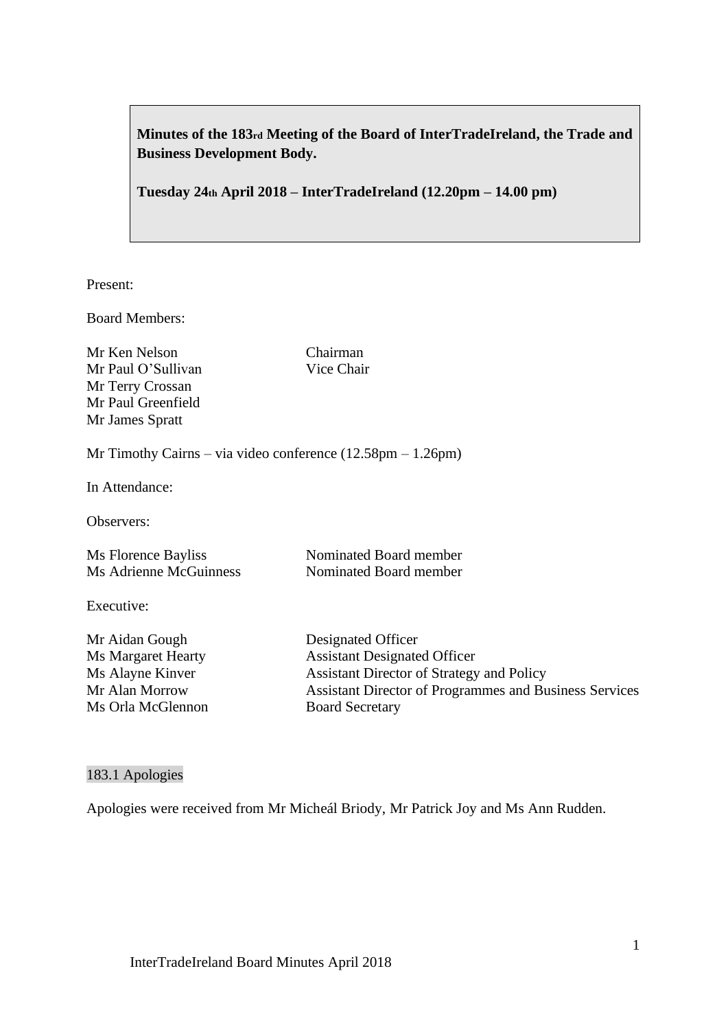**Minutes of the 183rd Meeting of the Board of InterTradeIreland, the Trade and Business Development Body.**

**Tuesday 24th April 2018 – InterTradeIreland (12.20pm – 14.00 pm)**

Present:

Board Members:

| | |
|---|---|
| Mr Ken Nelson | Chairman |
| Mr Paul O'Sullivan | Vice Chair |
| Mr Terry Crossan | |
| Mr Paul Greenfield | |
| Mr James Spratt | |

Mr Timothy Cairns – via video conference (12.58pm – 1.26pm)

In Attendance:

Observers:

| | |
|---|---|
| Ms Florence Bayliss | Nominated Board member |
| Ms Adrienne McGuinness | Nominated Board member |

Executive:

| | |
|---|---|
| Mr Aidan Gough | Designated Officer |
| Ms Margaret Hearty | Assistant Designated Officer |
| Ms Alayne Kinver | Assistant Director of Strategy and Policy |
| Mr Alan Morrow | Assistant Director of Programmes and Business Services |
| Ms Orla McGlennon | Board Secretary |

## 183.1 Apologies

Apologies were received from Mr Micheál Briody, Mr Patrick Joy and Ms Ann Rudden.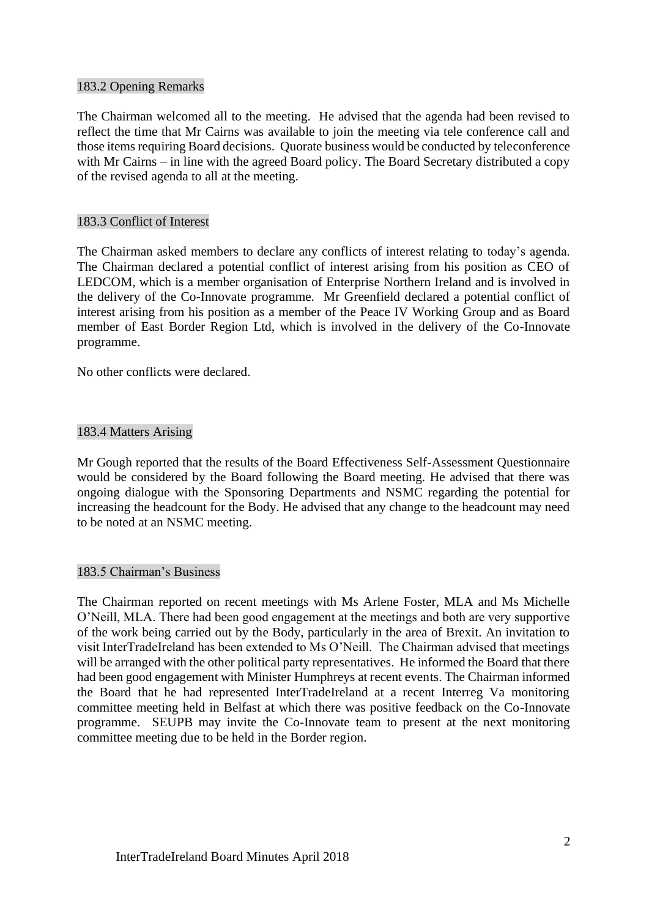## 183.2 Opening Remarks

The Chairman welcomed all to the meeting. He advised that the agenda had been revised to reflect the time that Mr Cairns was available to join the meeting via tele conference call and those items requiring Board decisions. Quorate business would be conducted by teleconference with Mr Cairns – in line with the agreed Board policy. The Board Secretary distributed a copy of the revised agenda to all at the meeting.

## 183.3 Conflict of Interest

The Chairman asked members to declare any conflicts of interest relating to today's agenda. The Chairman declared a potential conflict of interest arising from his position as CEO of LEDCOM, which is a member organisation of Enterprise Northern Ireland and is involved in the delivery of the Co-Innovate programme. Mr Greenfield declared a potential conflict of interest arising from his position as a member of the Peace IV Working Group and as Board member of East Border Region Ltd, which is involved in the delivery of the Co-Innovate programme.

No other conflicts were declared.

## 183.4 Matters Arising

Mr Gough reported that the results of the Board Effectiveness Self-Assessment Questionnaire would be considered by the Board following the Board meeting. He advised that there was ongoing dialogue with the Sponsoring Departments and NSMC regarding the potential for increasing the headcount for the Body. He advised that any change to the headcount may need to be noted at an NSMC meeting.

## 183.5 Chairman's Business

The Chairman reported on recent meetings with Ms Arlene Foster, MLA and Ms Michelle O'Neill, MLA. There had been good engagement at the meetings and both are very supportive of the work being carried out by the Body, particularly in the area of Brexit. An invitation to visit InterTradeIreland has been extended to Ms O'Neill. The Chairman advised that meetings will be arranged with the other political party representatives. He informed the Board that there had been good engagement with Minister Humphreys at recent events. The Chairman informed the Board that he had represented InterTradeIreland at a recent Interreg Va monitoring committee meeting held in Belfast at which there was positive feedback on the Co-Innovate programme. SEUPB may invite the Co-Innovate team to present at the next monitoring committee meeting due to be held in the Border region.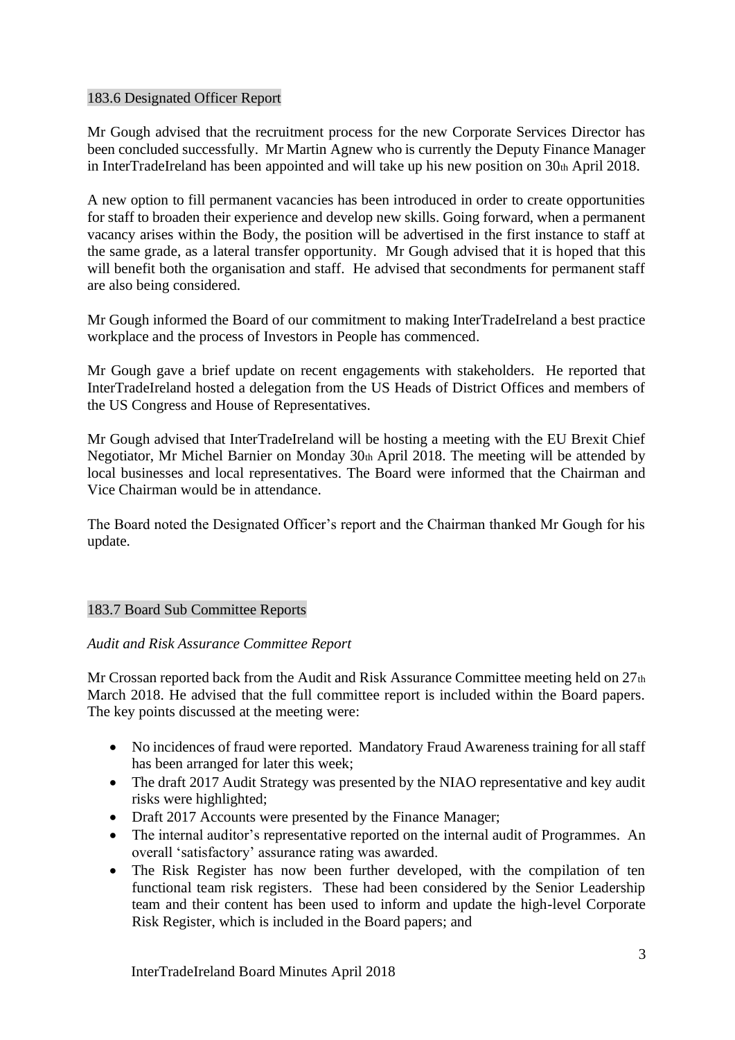## 183.6 Designated Officer Report

Mr Gough advised that the recruitment process for the new Corporate Services Director has been concluded successfully. Mr Martin Agnew who is currently the Deputy Finance Manager in InterTradeIreland has been appointed and will take up his new position on 30th April 2018.

A new option to fill permanent vacancies has been introduced in order to create opportunities for staff to broaden their experience and develop new skills. Going forward, when a permanent vacancy arises within the Body, the position will be advertised in the first instance to staff at the same grade, as a lateral transfer opportunity. Mr Gough advised that it is hoped that this will benefit both the organisation and staff. He advised that secondments for permanent staff are also being considered.

Mr Gough informed the Board of our commitment to making InterTradeIreland a best practice workplace and the process of Investors in People has commenced.

Mr Gough gave a brief update on recent engagements with stakeholders. He reported that InterTradeIreland hosted a delegation from the US Heads of District Offices and members of the US Congress and House of Representatives.

Mr Gough advised that InterTradeIreland will be hosting a meeting with the EU Brexit Chief Negotiator, Mr Michel Barnier on Monday 30th April 2018. The meeting will be attended by local businesses and local representatives. The Board were informed that the Chairman and Vice Chairman would be in attendance.

The Board noted the Designated Officer's report and the Chairman thanked Mr Gough for his update.

## 183.7 Board Sub Committee Reports

*Audit and Risk Assurance Committee Report*

Mr Crossan reported back from the Audit and Risk Assurance Committee meeting held on 27th March 2018. He advised that the full committee report is included within the Board papers. The key points discussed at the meeting were:

- No incidences of fraud were reported. Mandatory Fraud Awareness training for all staff has been arranged for later this week;
- The draft 2017 Audit Strategy was presented by the NIAO representative and key audit risks were highlighted;
- Draft 2017 Accounts were presented by the Finance Manager;
- The internal auditor's representative reported on the internal audit of Programmes. An overall 'satisfactory' assurance rating was awarded.
- The Risk Register has now been further developed, with the compilation of ten functional team risk registers. These had been considered by the Senior Leadership team and their content has been used to inform and update the high-level Corporate Risk Register, which is included in the Board papers; and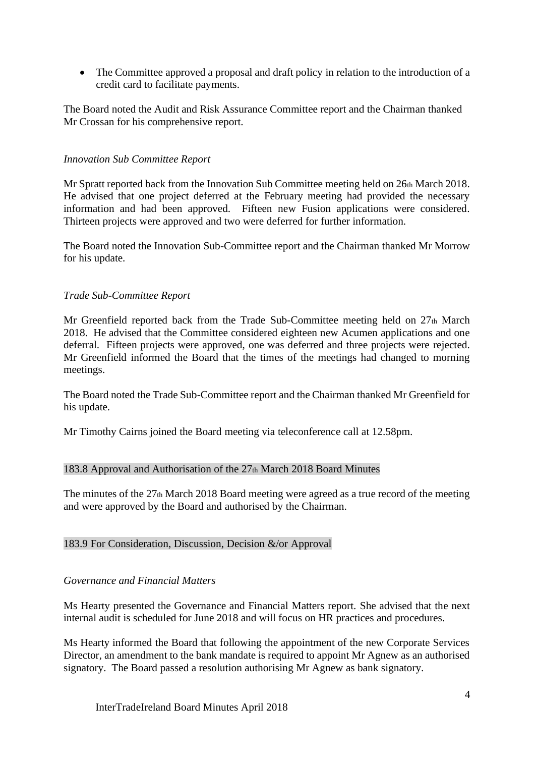- The Committee approved a proposal and draft policy in relation to the introduction of a credit card to facilitate payments.

The Board noted the Audit and Risk Assurance Committee report and the Chairman thanked Mr Crossan for his comprehensive report.

*Innovation Sub Committee Report*

Mr Spratt reported back from the Innovation Sub Committee meeting held on 26th March 2018. He advised that one project deferred at the February meeting had provided the necessary information and had been approved. Fifteen new Fusion applications were considered. Thirteen projects were approved and two were deferred for further information.

The Board noted the Innovation Sub-Committee report and the Chairman thanked Mr Morrow for his update.

*Trade Sub-Committee Report*

Mr Greenfield reported back from the Trade Sub-Committee meeting held on 27th March 2018. He advised that the Committee considered eighteen new Acumen applications and one deferral. Fifteen projects were approved, one was deferred and three projects were rejected. Mr Greenfield informed the Board that the times of the meetings had changed to morning meetings.

The Board noted the Trade Sub-Committee report and the Chairman thanked Mr Greenfield for his update.

Mr Timothy Cairns joined the Board meeting via teleconference call at 12.58pm.

## 183.8 Approval and Authorisation of the 27th March 2018 Board Minutes

The minutes of the 27th March 2018 Board meeting were agreed as a true record of the meeting and were approved by the Board and authorised by the Chairman.

## 183.9 For Consideration, Discussion, Decision &/or Approval

*Governance and Financial Matters*

Ms Hearty presented the Governance and Financial Matters report. She advised that the next internal audit is scheduled for June 2018 and will focus on HR practices and procedures.

Ms Hearty informed the Board that following the appointment of the new Corporate Services Director, an amendment to the bank mandate is required to appoint Mr Agnew as an authorised signatory. The Board passed a resolution authorising Mr Agnew as bank signatory.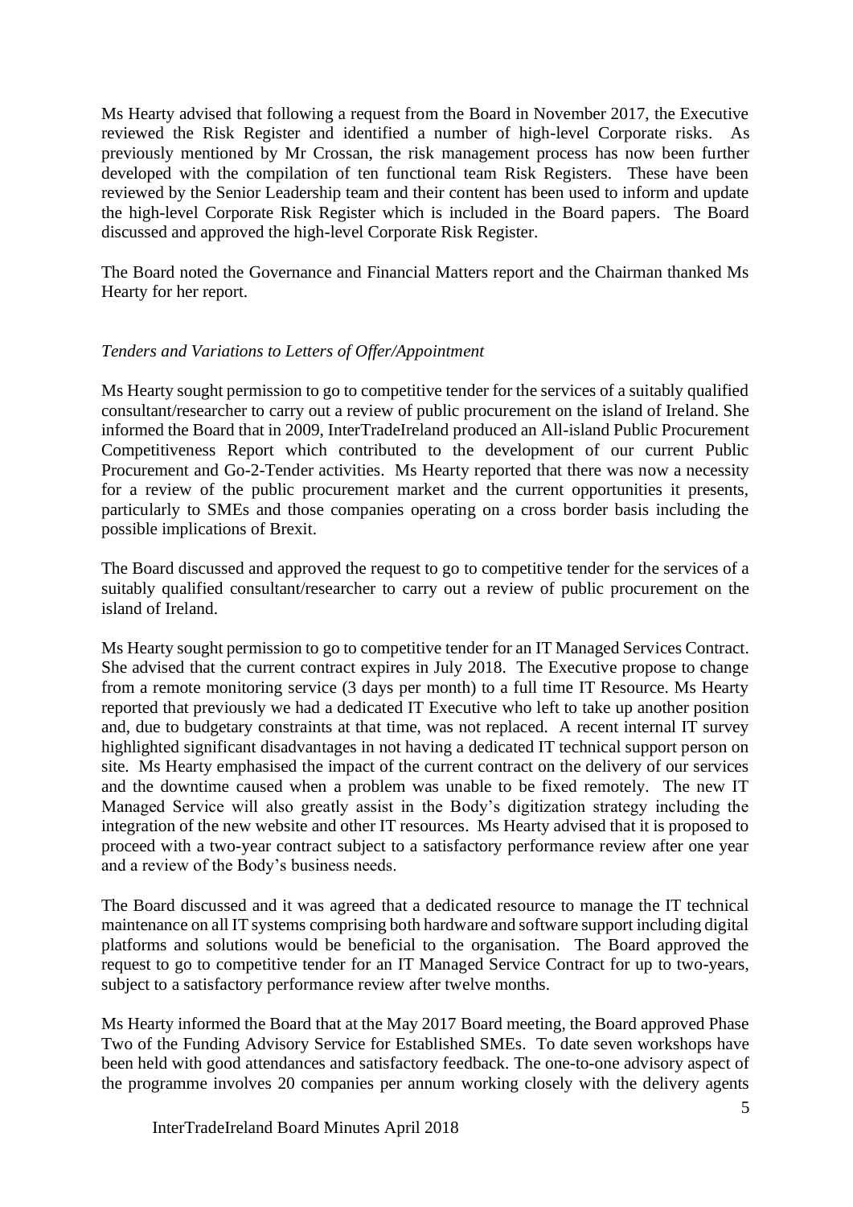Ms Hearty advised that following a request from the Board in November 2017, the Executive reviewed the Risk Register and identified a number of high-level Corporate risks. As previously mentioned by Mr Crossan, the risk management process has now been further developed with the compilation of ten functional team Risk Registers. These have been reviewed by the Senior Leadership team and their content has been used to inform and update the high-level Corporate Risk Register which is included in the Board papers. The Board discussed and approved the high-level Corporate Risk Register.

The Board noted the Governance and Financial Matters report and the Chairman thanked Ms Hearty for her report.

*Tenders and Variations to Letters of Offer/Appointment*

Ms Hearty sought permission to go to competitive tender for the services of a suitably qualified consultant/researcher to carry out a review of public procurement on the island of Ireland. She informed the Board that in 2009, InterTradeIreland produced an All-island Public Procurement Competitiveness Report which contributed to the development of our current Public Procurement and Go-2-Tender activities. Ms Hearty reported that there was now a necessity for a review of the public procurement market and the current opportunities it presents, particularly to SMEs and those companies operating on a cross border basis including the possible implications of Brexit.

The Board discussed and approved the request to go to competitive tender for the services of a suitably qualified consultant/researcher to carry out a review of public procurement on the island of Ireland.

Ms Hearty sought permission to go to competitive tender for an IT Managed Services Contract. She advised that the current contract expires in July 2018. The Executive propose to change from a remote monitoring service (3 days per month) to a full time IT Resource. Ms Hearty reported that previously we had a dedicated IT Executive who left to take up another position and, due to budgetary constraints at that time, was not replaced. A recent internal IT survey highlighted significant disadvantages in not having a dedicated IT technical support person on site. Ms Hearty emphasised the impact of the current contract on the delivery of our services and the downtime caused when a problem was unable to be fixed remotely. The new IT Managed Service will also greatly assist in the Body's digitization strategy including the integration of the new website and other IT resources. Ms Hearty advised that it is proposed to proceed with a two-year contract subject to a satisfactory performance review after one year and a review of the Body's business needs.

The Board discussed and it was agreed that a dedicated resource to manage the IT technical maintenance on all IT systems comprising both hardware and software support including digital platforms and solutions would be beneficial to the organisation. The Board approved the request to go to competitive tender for an IT Managed Service Contract for up to two-years, subject to a satisfactory performance review after twelve months.

Ms Hearty informed the Board that at the May 2017 Board meeting, the Board approved Phase Two of the Funding Advisory Service for Established SMEs. To date seven workshops have been held with good attendances and satisfactory feedback. The one-to-one advisory aspect of the programme involves 20 companies per annum working closely with the delivery agents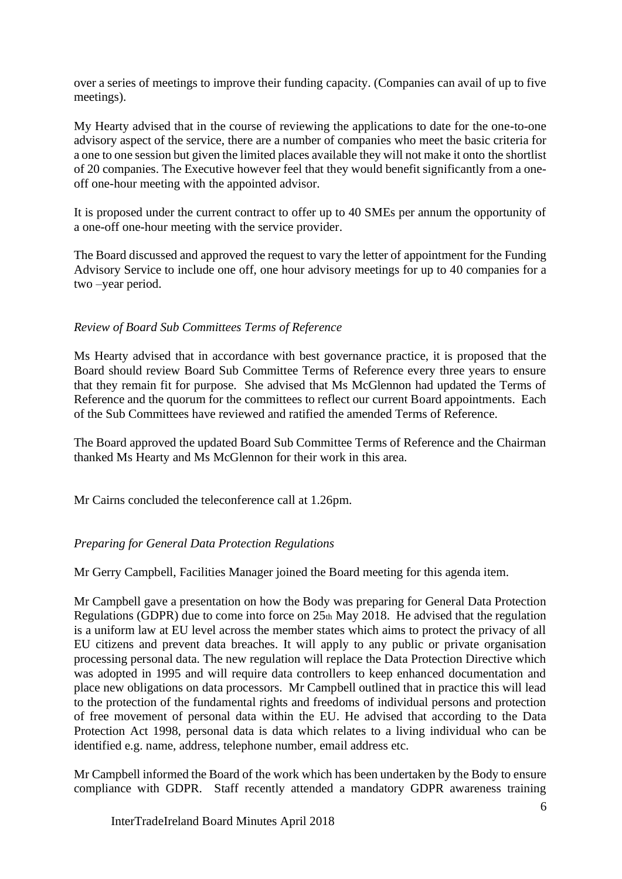over a series of meetings to improve their funding capacity. (Companies can avail of up to five meetings).

My Hearty advised that in the course of reviewing the applications to date for the one-to-one advisory aspect of the service, there are a number of companies who meet the basic criteria for a one to one session but given the limited places available they will not make it onto the shortlist of 20 companies. The Executive however feel that they would benefit significantly from a one-off one-hour meeting with the appointed advisor.

It is proposed under the current contract to offer up to 40 SMEs per annum the opportunity of a one-off one-hour meeting with the service provider.

The Board discussed and approved the request to vary the letter of appointment for the Funding Advisory Service to include one off, one hour advisory meetings for up to 40 companies for a two –year period.

*Review of Board Sub Committees Terms of Reference*

Ms Hearty advised that in accordance with best governance practice, it is proposed that the Board should review Board Sub Committee Terms of Reference every three years to ensure that they remain fit for purpose. She advised that Ms McGlennon had updated the Terms of Reference and the quorum for the committees to reflect our current Board appointments. Each of the Sub Committees have reviewed and ratified the amended Terms of Reference.

The Board approved the updated Board Sub Committee Terms of Reference and the Chairman thanked Ms Hearty and Ms McGlennon for their work in this area.

Mr Cairns concluded the teleconference call at 1.26pm.

*Preparing for General Data Protection Regulations*

Mr Gerry Campbell, Facilities Manager joined the Board meeting for this agenda item.

Mr Campbell gave a presentation on how the Body was preparing for General Data Protection Regulations (GDPR) due to come into force on 25th May 2018. He advised that the regulation is a uniform law at EU level across the member states which aims to protect the privacy of all EU citizens and prevent data breaches. It will apply to any public or private organisation processing personal data. The new regulation will replace the Data Protection Directive which was adopted in 1995 and will require data controllers to keep enhanced documentation and place new obligations on data processors. Mr Campbell outlined that in practice this will lead to the protection of the fundamental rights and freedoms of individual persons and protection of free movement of personal data within the EU. He advised that according to the Data Protection Act 1998, personal data is data which relates to a living individual who can be identified e.g. name, address, telephone number, email address etc.

Mr Campbell informed the Board of the work which has been undertaken by the Body to ensure compliance with GDPR. Staff recently attended a mandatory GDPR awareness training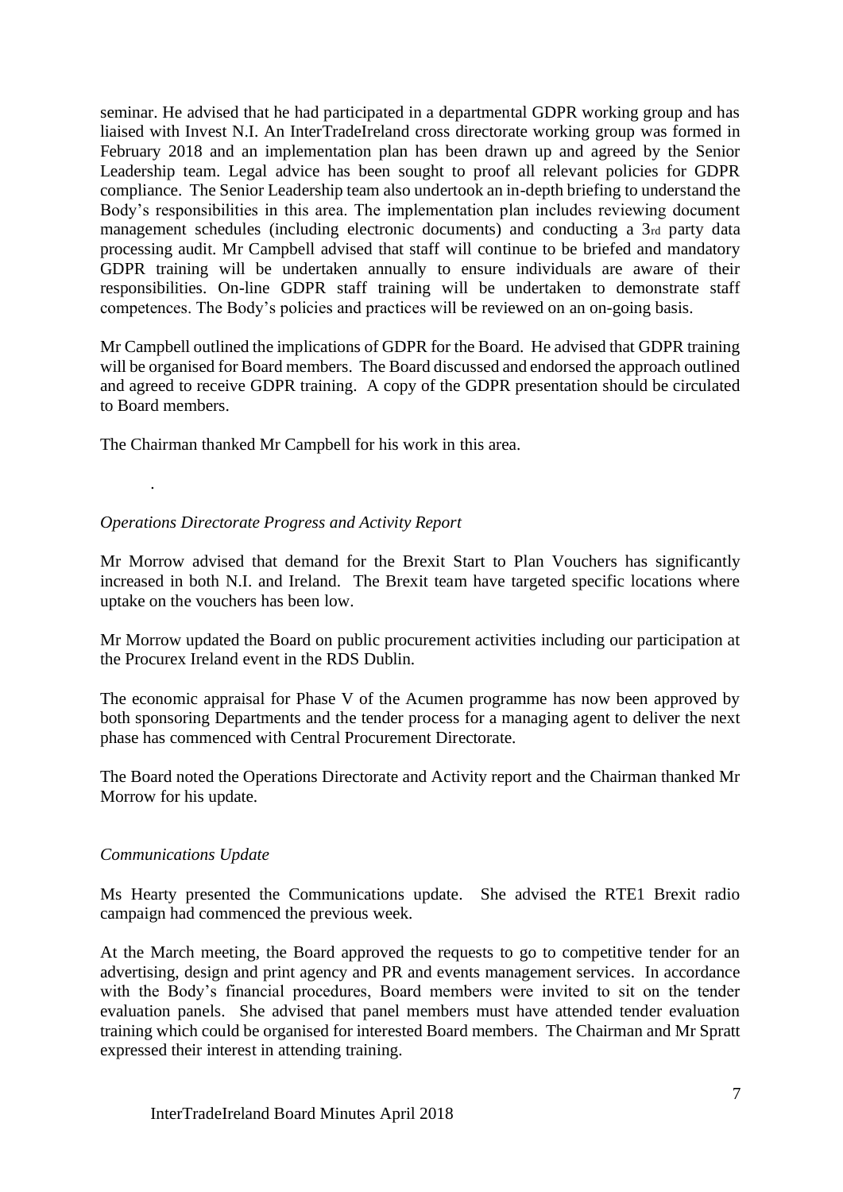seminar. He advised that he had participated in a departmental GDPR working group and has liaised with Invest N.I. An InterTradeIreland cross directorate working group was formed in February 2018 and an implementation plan has been drawn up and agreed by the Senior Leadership team. Legal advice has been sought to proof all relevant policies for GDPR compliance. The Senior Leadership team also undertook an in-depth briefing to understand the Body's responsibilities in this area. The implementation plan includes reviewing document management schedules (including electronic documents) and conducting a 3rd party data processing audit. Mr Campbell advised that staff will continue to be briefed and mandatory GDPR training will be undertaken annually to ensure individuals are aware of their responsibilities. On-line GDPR staff training will be undertaken to demonstrate staff competences. The Body's policies and practices will be reviewed on an on-going basis.

Mr Campbell outlined the implications of GDPR for the Board. He advised that GDPR training will be organised for Board members. The Board discussed and endorsed the approach outlined and agreed to receive GDPR training. A copy of the GDPR presentation should be circulated to Board members.

The Chairman thanked Mr Campbell for his work in this area.

.

*Operations Directorate Progress and Activity Report*

Mr Morrow advised that demand for the Brexit Start to Plan Vouchers has significantly increased in both N.I. and Ireland. The Brexit team have targeted specific locations where uptake on the vouchers has been low.

Mr Morrow updated the Board on public procurement activities including our participation at the Procurex Ireland event in the RDS Dublin.

The economic appraisal for Phase V of the Acumen programme has now been approved by both sponsoring Departments and the tender process for a managing agent to deliver the next phase has commenced with Central Procurement Directorate.

The Board noted the Operations Directorate and Activity report and the Chairman thanked Mr Morrow for his update.

*Communications Update*

Ms Hearty presented the Communications update. She advised the RTE1 Brexit radio campaign had commenced the previous week.

At the March meeting, the Board approved the requests to go to competitive tender for an advertising, design and print agency and PR and events management services. In accordance with the Body's financial procedures, Board members were invited to sit on the tender evaluation panels. She advised that panel members must have attended tender evaluation training which could be organised for interested Board members. The Chairman and Mr Spratt expressed their interest in attending training.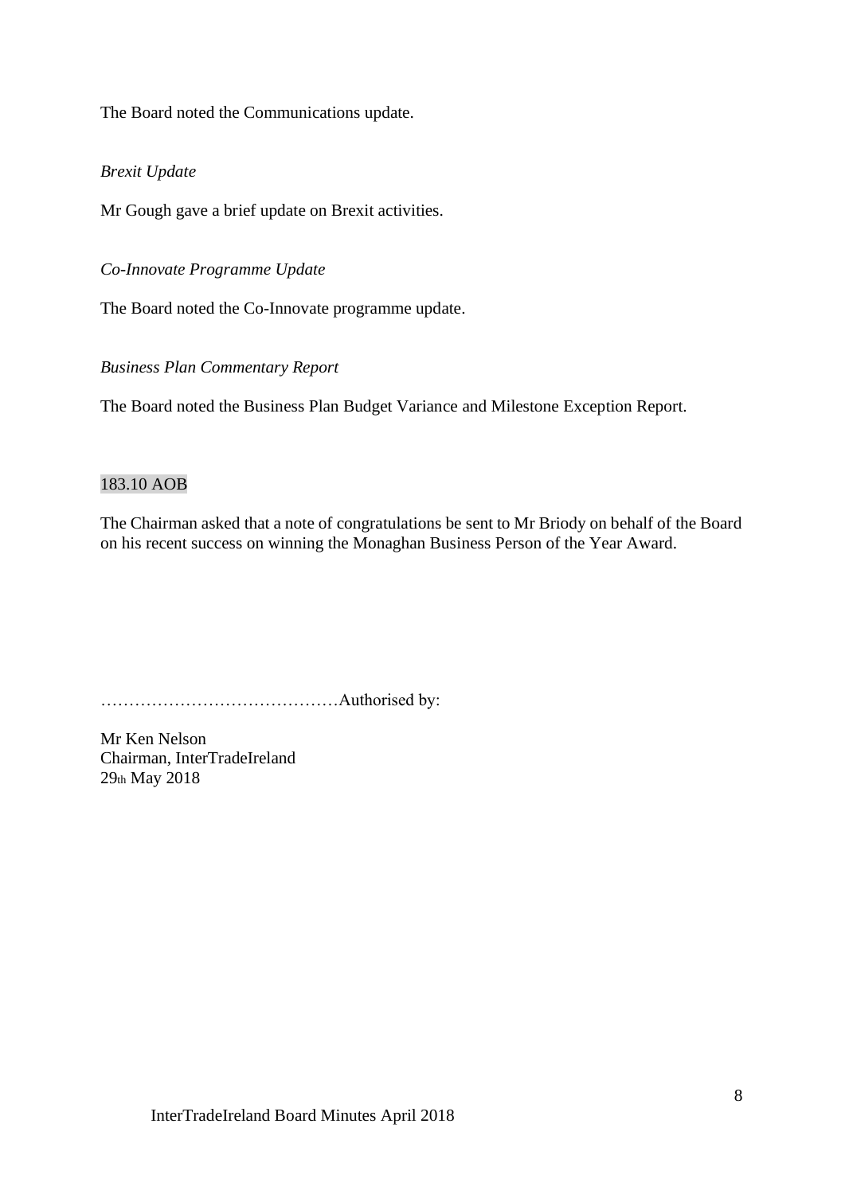The Board noted the Communications update.

*Brexit Update*

Mr Gough gave a brief update on Brexit activities.

*Co-Innovate Programme Update*

The Board noted the Co-Innovate programme update.

*Business Plan Commentary Report*

The Board noted the Business Plan Budget Variance and Milestone Exception Report.

183.10 AOB

The Chairman asked that a note of congratulations be sent to Mr Briody on behalf of the Board on his recent success on winning the Monaghan Business Person of the Year Award.

……………………………………Authorised by:

Mr Ken Nelson
Chairman, InterTradeIreland
29th May 2018